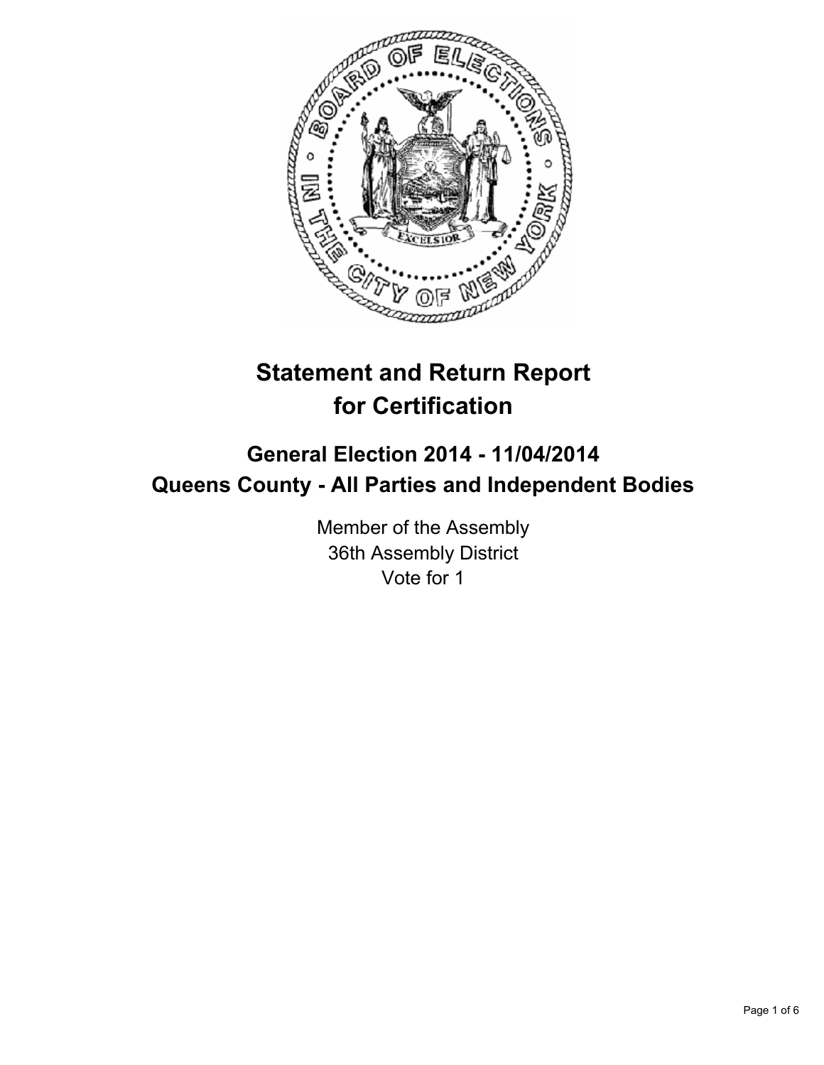# Statement and Return Report for Certification

## General Election 2014 - 11/04/2014
## Queens County - All Parties and Independent Bodies

Member of the Assembly
36th Assembly District
Vote for 1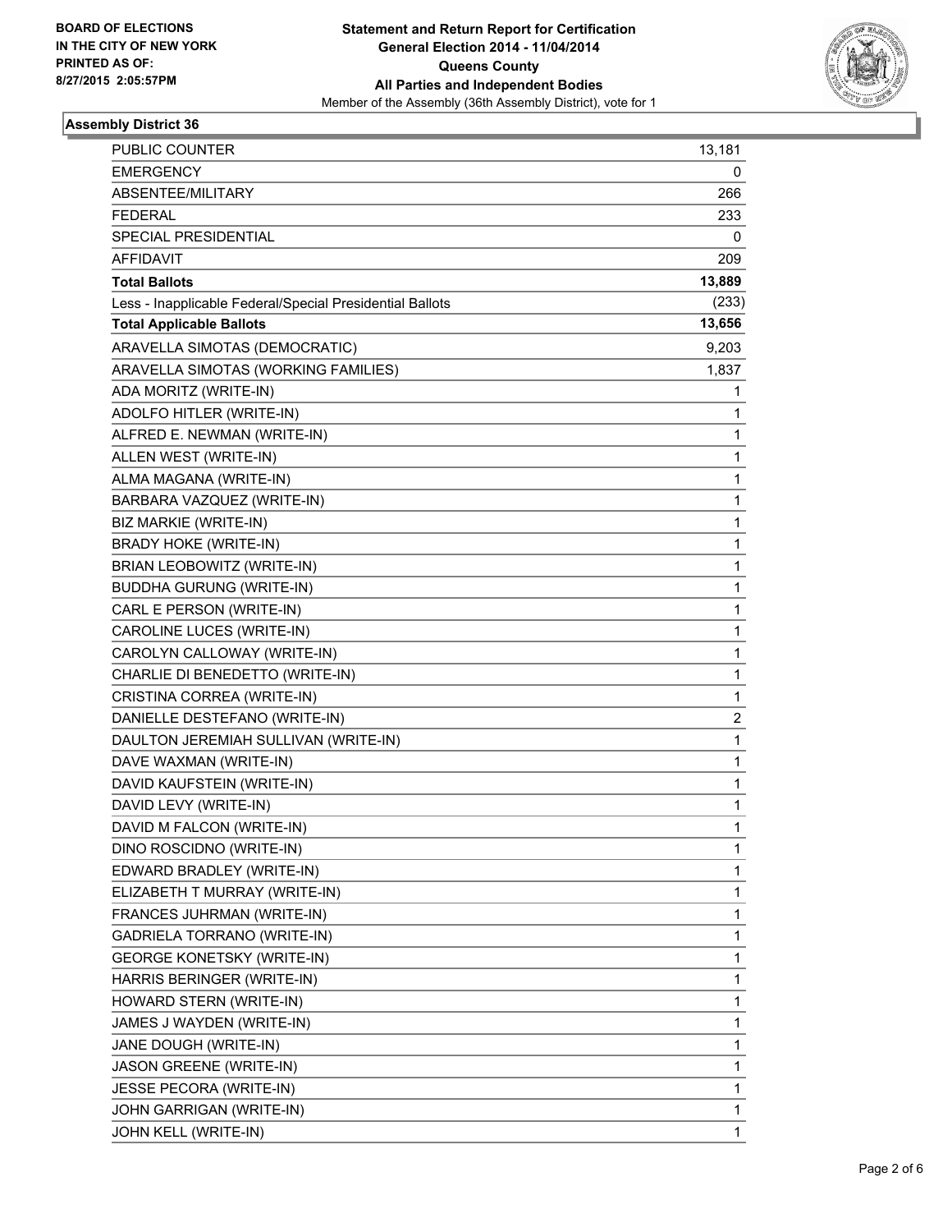BOARD OF ELECTIONS
IN THE CITY OF NEW YORK
PRINTED AS OF:
8/27/2015 2:05:57PM

**Statement and Return Report for Certification**
**General Election 2014 - 11/04/2014**
**Queens County**
**All Parties and Independent Bodies**
Member of the Assembly (36th Assembly District), vote for 1

## Assembly District 36

| | |
|---|---|
| PUBLIC COUNTER | 13,181 |
| EMERGENCY | 0 |
| ABSENTEE/MILITARY | 266 |
| FEDERAL | 233 |
| SPECIAL PRESIDENTIAL | 0 |
| AFFIDAVIT | 209 |
| **Total Ballots** | **13,889** |
| Less - Inapplicable Federal/Special Presidential Ballots | (233) |
| **Total Applicable Ballots** | **13,656** |
| ARAVELLA SIMOTAS (DEMOCRATIC) | 9,203 |
| ARAVELLA SIMOTAS (WORKING FAMILIES) | 1,837 |
| ADA MORITZ (WRITE-IN) | 1 |
| ADOLFO HITLER (WRITE-IN) | 1 |
| ALFRED E. NEWMAN (WRITE-IN) | 1 |
| ALLEN WEST (WRITE-IN) | 1 |
| ALMA MAGANA (WRITE-IN) | 1 |
| BARBARA VAZQUEZ (WRITE-IN) | 1 |
| BIZ MARKIE (WRITE-IN) | 1 |
| BRADY HOKE (WRITE-IN) | 1 |
| BRIAN LEOBOWITZ (WRITE-IN) | 1 |
| BUDDHA GURUNG (WRITE-IN) | 1 |
| CARL E PERSON (WRITE-IN) | 1 |
| CAROLINE LUCES (WRITE-IN) | 1 |
| CAROLYN CALLOWAY (WRITE-IN) | 1 |
| CHARLIE DI BENEDETTO (WRITE-IN) | 1 |
| CRISTINA CORREA (WRITE-IN) | 1 |
| DANIELLE DESTEFANO (WRITE-IN) | 2 |
| DAULTON JEREMIAH SULLIVAN (WRITE-IN) | 1 |
| DAVE WAXMAN (WRITE-IN) | 1 |
| DAVID KAUFSTEIN (WRITE-IN) | 1 |
| DAVID LEVY (WRITE-IN) | 1 |
| DAVID M FALCON (WRITE-IN) | 1 |
| DINO ROSCIDNO (WRITE-IN) | 1 |
| EDWARD BRADLEY (WRITE-IN) | 1 |
| ELIZABETH T MURRAY (WRITE-IN) | 1 |
| FRANCES JUHRMAN (WRITE-IN) | 1 |
| GADRIELA TORRANO (WRITE-IN) | 1 |
| GEORGE KONETSKY (WRITE-IN) | 1 |
| HARRIS BERINGER (WRITE-IN) | 1 |
| HOWARD STERN (WRITE-IN) | 1 |
| JAMES J WAYDEN (WRITE-IN) | 1 |
| JANE DOUGH (WRITE-IN) | 1 |
| JASON GREENE (WRITE-IN) | 1 |
| JESSE PECORA (WRITE-IN) | 1 |
| JOHN GARRIGAN (WRITE-IN) | 1 |
| JOHN KELL (WRITE-IN) | 1 |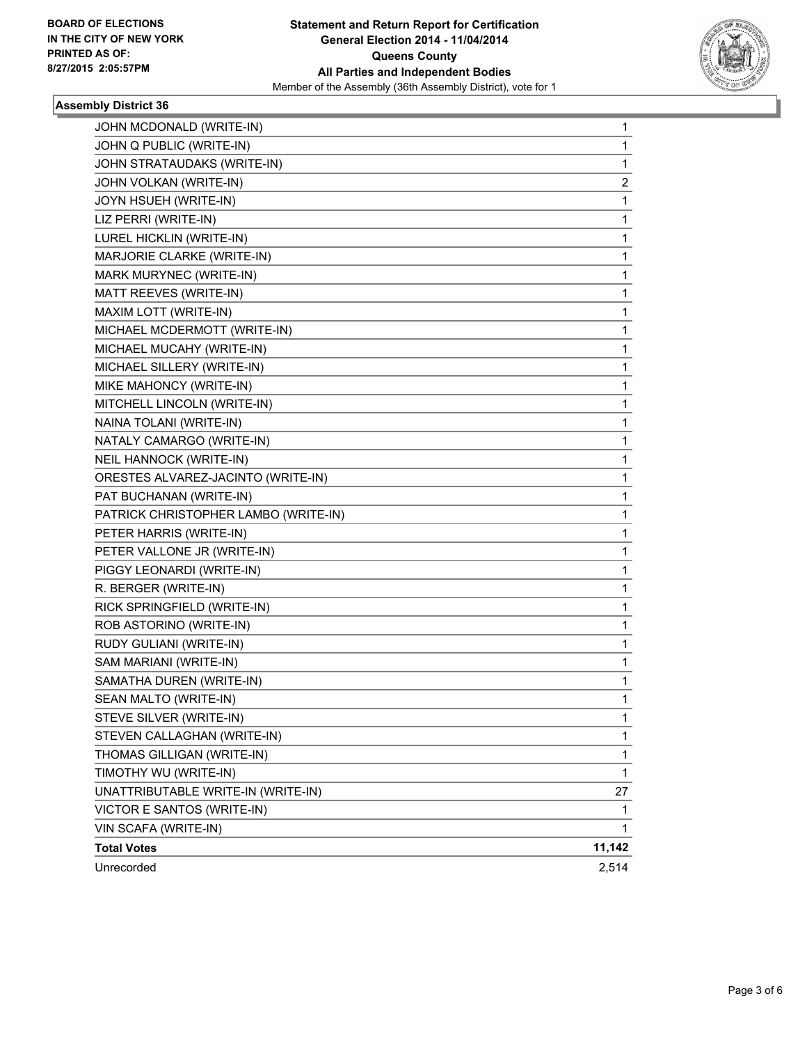**BOARD OF ELECTIONS IN THE CITY OF NEW YORK PRINTED AS OF: 8/27/2015 2:05:57PM**

**Statement and Return Report for Certification**
**General Election 2014 - 11/04/2014**
**Queens County**
**All Parties and Independent Bodies**
Member of the Assembly (36th Assembly District), vote for 1

## Assembly District 36

| Candidate | Votes |
|---|---|
| JOHN MCDONALD (WRITE-IN) | 1 |
| JOHN Q PUBLIC (WRITE-IN) | 1 |
| JOHN STRATAUDAKS (WRITE-IN) | 1 |
| JOHN VOLKAN (WRITE-IN) | 2 |
| JOYN HSUEH (WRITE-IN) | 1 |
| LIZ PERRI (WRITE-IN) | 1 |
| LUREL HICKLIN (WRITE-IN) | 1 |
| MARJORIE CLARKE (WRITE-IN) | 1 |
| MARK MURYNEC (WRITE-IN) | 1 |
| MATT REEVES (WRITE-IN) | 1 |
| MAXIM LOTT (WRITE-IN) | 1 |
| MICHAEL MCDERMOTT (WRITE-IN) | 1 |
| MICHAEL MUCAHY (WRITE-IN) | 1 |
| MICHAEL SILLERY (WRITE-IN) | 1 |
| MIKE MAHONCY (WRITE-IN) | 1 |
| MITCHELL LINCOLN (WRITE-IN) | 1 |
| NAINA TOLANI (WRITE-IN) | 1 |
| NATALY CAMARGO (WRITE-IN) | 1 |
| NEIL HANNOCK (WRITE-IN) | 1 |
| ORESTES ALVAREZ-JACINTO (WRITE-IN) | 1 |
| PAT BUCHANAN (WRITE-IN) | 1 |
| PATRICK CHRISTOPHER LAMBO (WRITE-IN) | 1 |
| PETER HARRIS (WRITE-IN) | 1 |
| PETER VALLONE JR (WRITE-IN) | 1 |
| PIGGY LEONARDI (WRITE-IN) | 1 |
| R. BERGER (WRITE-IN) | 1 |
| RICK SPRINGFIELD (WRITE-IN) | 1 |
| ROB ASTORINO (WRITE-IN) | 1 |
| RUDY GULIANI (WRITE-IN) | 1 |
| SAM MARIANI (WRITE-IN) | 1 |
| SAMATHA DUREN (WRITE-IN) | 1 |
| SEAN MALTO (WRITE-IN) | 1 |
| STEVE SILVER (WRITE-IN) | 1 |
| STEVEN CALLAGHAN (WRITE-IN) | 1 |
| THOMAS GILLIGAN (WRITE-IN) | 1 |
| TIMOTHY WU (WRITE-IN) | 1 |
| UNATTRIBUTABLE WRITE-IN (WRITE-IN) | 27 |
| VICTOR E SANTOS (WRITE-IN) | 1 |
| VIN SCAFA (WRITE-IN) | 1 |
| **Total Votes** | **11,142** |
| Unrecorded | 2,514 |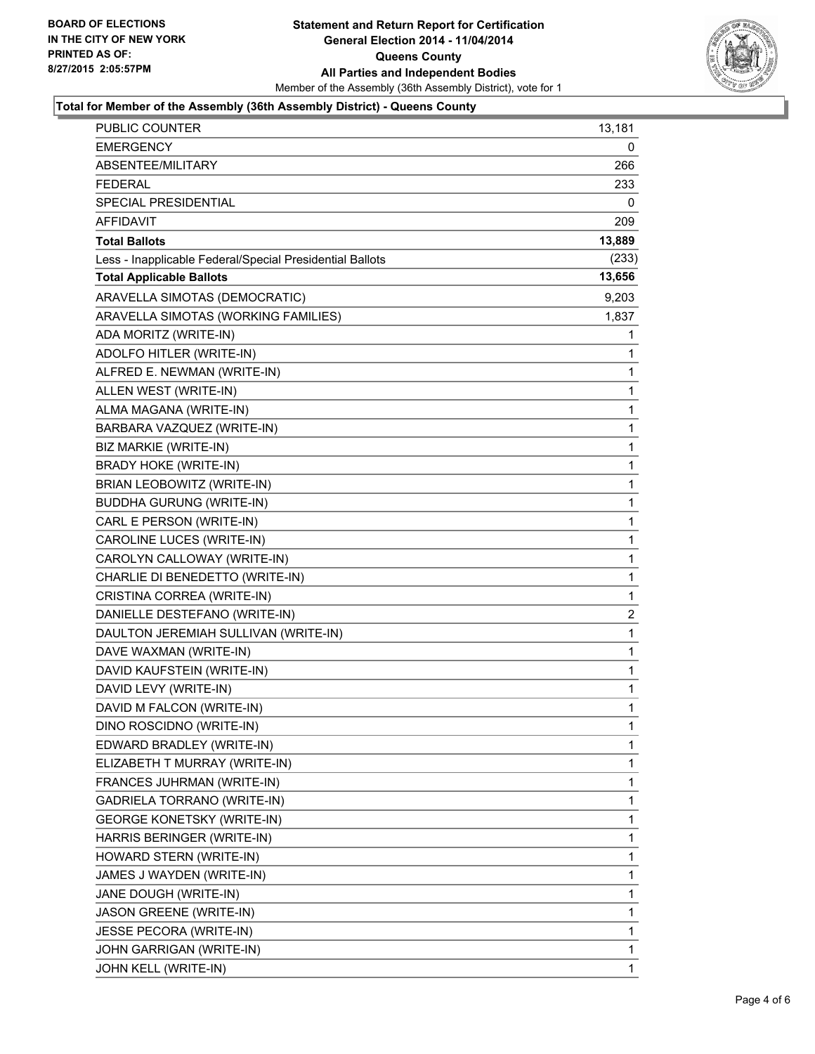BOARD OF ELECTIONS
IN THE CITY OF NEW YORK
PRINTED AS OF:
8/27/2015 2:05:57PM

**Statement and Return Report for Certification**
**General Election 2014 - 11/04/2014**
**Queens County**
**All Parties and Independent Bodies**
Member of the Assembly (36th Assembly District), vote for 1

### Total for Member of the Assembly (36th Assembly District) - Queens County

| | |
|---|---|
| PUBLIC COUNTER | 13,181 |
| EMERGENCY | 0 |
| ABSENTEE/MILITARY | 266 |
| FEDERAL | 233 |
| SPECIAL PRESIDENTIAL | 0 |
| AFFIDAVIT | 209 |
| **Total Ballots** | **13,889** |
| Less - Inapplicable Federal/Special Presidential Ballots | (233) |
| **Total Applicable Ballots** | **13,656** |
| ARAVELLA SIMOTAS (DEMOCRATIC) | 9,203 |
| ARAVELLA SIMOTAS (WORKING FAMILIES) | 1,837 |
| ADA MORITZ (WRITE-IN) | 1 |
| ADOLFO HITLER (WRITE-IN) | 1 |
| ALFRED E. NEWMAN (WRITE-IN) | 1 |
| ALLEN WEST (WRITE-IN) | 1 |
| ALMA MAGANA (WRITE-IN) | 1 |
| BARBARA VAZQUEZ (WRITE-IN) | 1 |
| BIZ MARKIE (WRITE-IN) | 1 |
| BRADY HOKE (WRITE-IN) | 1 |
| BRIAN LEOBOWITZ (WRITE-IN) | 1 |
| BUDDHA GURUNG (WRITE-IN) | 1 |
| CARL E PERSON (WRITE-IN) | 1 |
| CAROLINE LUCES (WRITE-IN) | 1 |
| CAROLYN CALLOWAY (WRITE-IN) | 1 |
| CHARLIE DI BENEDETTO (WRITE-IN) | 1 |
| CRISTINA CORREA (WRITE-IN) | 1 |
| DANIELLE DESTEFANO (WRITE-IN) | 2 |
| DAULTON JEREMIAH SULLIVAN (WRITE-IN) | 1 |
| DAVE WAXMAN (WRITE-IN) | 1 |
| DAVID KAUFSTEIN (WRITE-IN) | 1 |
| DAVID LEVY (WRITE-IN) | 1 |
| DAVID M FALCON (WRITE-IN) | 1 |
| DINO ROSCIDNO (WRITE-IN) | 1 |
| EDWARD BRADLEY (WRITE-IN) | 1 |
| ELIZABETH T MURRAY (WRITE-IN) | 1 |
| FRANCES JUHRMAN (WRITE-IN) | 1 |
| GADRIELA TORRANO (WRITE-IN) | 1 |
| GEORGE KONETSKY (WRITE-IN) | 1 |
| HARRIS BERINGER (WRITE-IN) | 1 |
| HOWARD STERN (WRITE-IN) | 1 |
| JAMES J WAYDEN (WRITE-IN) | 1 |
| JANE DOUGH (WRITE-IN) | 1 |
| JASON GREENE (WRITE-IN) | 1 |
| JESSE PECORA (WRITE-IN) | 1 |
| JOHN GARRIGAN (WRITE-IN) | 1 |
| JOHN KELL (WRITE-IN) | 1 |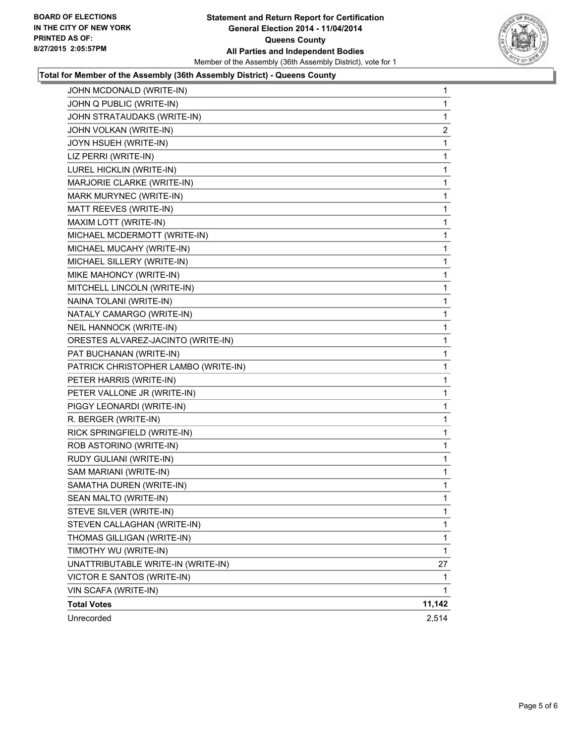**Total for Member of the Assembly (36th Assembly District) - Queens County**

| Candidate | Votes |
|---|---|
| JOHN MCDONALD (WRITE-IN) | 1 |
| JOHN Q PUBLIC (WRITE-IN) | 1 |
| JOHN STRATAUDAKS (WRITE-IN) | 1 |
| JOHN VOLKAN (WRITE-IN) | 2 |
| JOYN HSUEH (WRITE-IN) | 1 |
| LIZ PERRI (WRITE-IN) | 1 |
| LUREL HICKLIN (WRITE-IN) | 1 |
| MARJORIE CLARKE (WRITE-IN) | 1 |
| MARK MURYNEC (WRITE-IN) | 1 |
| MATT REEVES (WRITE-IN) | 1 |
| MAXIM LOTT (WRITE-IN) | 1 |
| MICHAEL MCDERMOTT (WRITE-IN) | 1 |
| MICHAEL MUCAHY (WRITE-IN) | 1 |
| MICHAEL SILLERY (WRITE-IN) | 1 |
| MIKE MAHONCY (WRITE-IN) | 1 |
| MITCHELL LINCOLN (WRITE-IN) | 1 |
| NAINA TOLANI (WRITE-IN) | 1 |
| NATALY CAMARGO (WRITE-IN) | 1 |
| NEIL HANNOCK (WRITE-IN) | 1 |
| ORESTES ALVAREZ-JACINTO (WRITE-IN) | 1 |
| PAT BUCHANAN (WRITE-IN) | 1 |
| PATRICK CHRISTOPHER LAMBO (WRITE-IN) | 1 |
| PETER HARRIS (WRITE-IN) | 1 |
| PETER VALLONE JR (WRITE-IN) | 1 |
| PIGGY LEONARDI (WRITE-IN) | 1 |
| R. BERGER (WRITE-IN) | 1 |
| RICK SPRINGFIELD (WRITE-IN) | 1 |
| ROB ASTORINO (WRITE-IN) | 1 |
| RUDY GULIANI (WRITE-IN) | 1 |
| SAM MARIANI (WRITE-IN) | 1 |
| SAMATHA DUREN (WRITE-IN) | 1 |
| SEAN MALTO (WRITE-IN) | 1 |
| STEVE SILVER (WRITE-IN) | 1 |
| STEVEN CALLAGHAN (WRITE-IN) | 1 |
| THOMAS GILLIGAN (WRITE-IN) | 1 |
| TIMOTHY WU (WRITE-IN) | 1 |
| UNATTRIBUTABLE WRITE-IN (WRITE-IN) | 27 |
| VICTOR E SANTOS (WRITE-IN) | 1 |
| VIN SCAFA (WRITE-IN) | 1 |
| **Total Votes** | **11,142** |
| Unrecorded | 2,514 |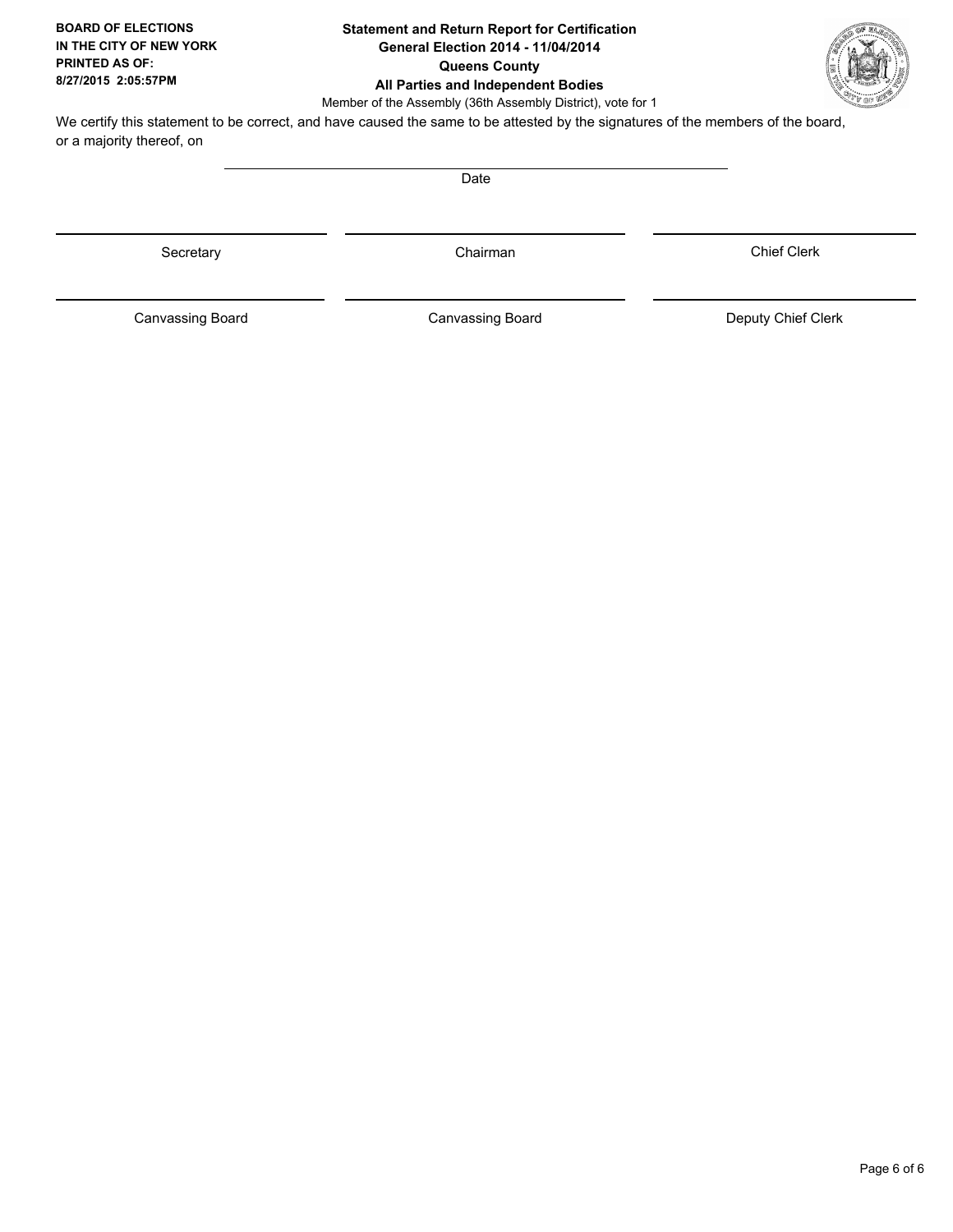**BOARD OF ELECTIONS**
**IN THE CITY OF NEW YORK**
**PRINTED AS OF:**
**8/27/2015 2:05:57PM**

**Statement and Return Report for Certification**
**General Election 2014 - 11/04/2014**
**Queens County**
**All Parties and Independent Bodies**
Member of the Assembly (36th Assembly District), vote for 1

We certify this statement to be correct, and have caused the same to be attested by the signatures of the members of the board, or a majority thereof, on

Date

| | | |
|---|---|---|
| Secretary | Chairman | Chief Clerk |
| Canvassing Board | Canvassing Board | Deputy Chief Clerk |